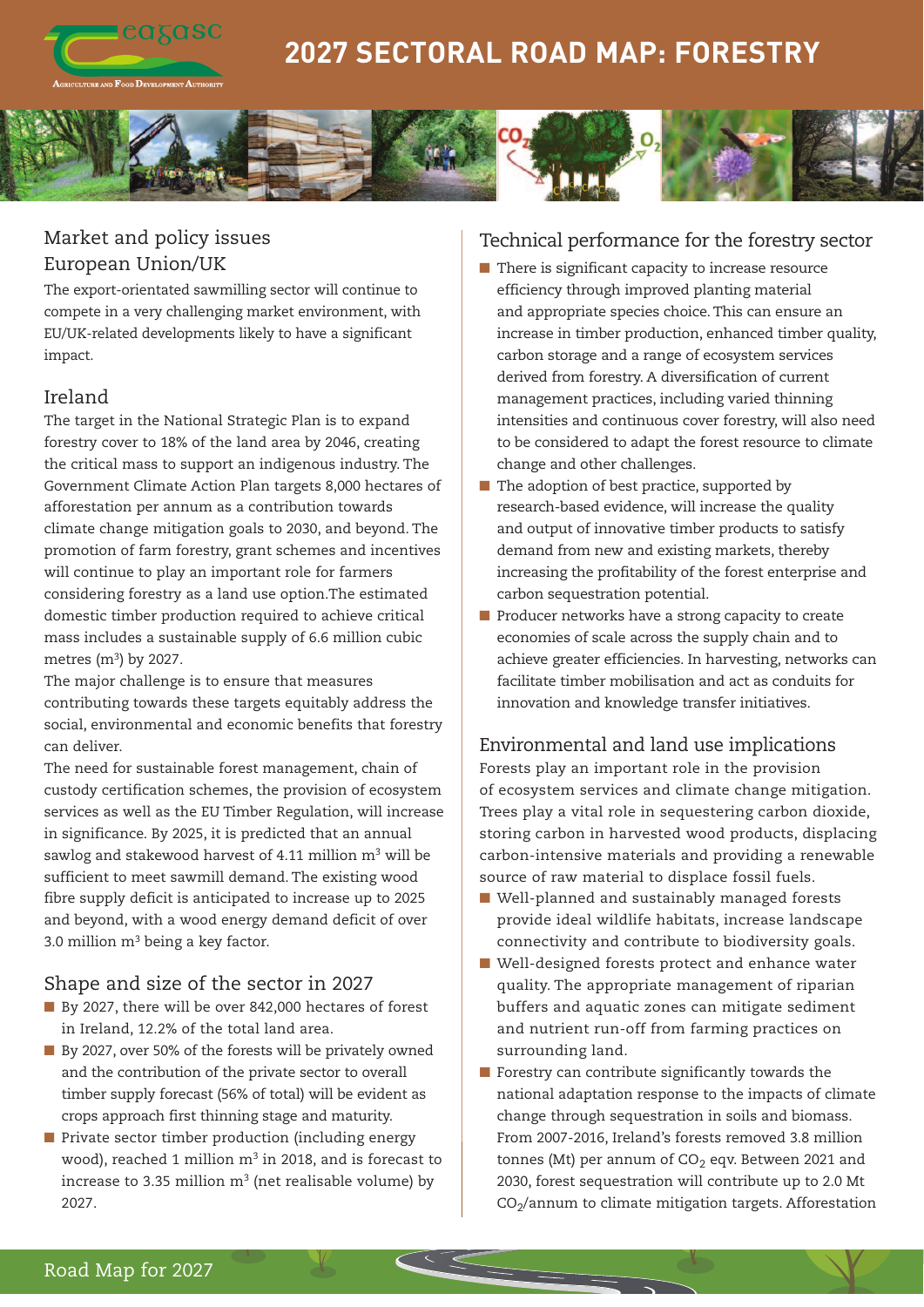# 2027 SECTORAL ROAD MAP: FORESTRY

## Market and policy issues

### European Union/UK

The export-orientated sawmilling sector will continue to compete in a very challenging market environment, with EU/UK-related developments likely to have a significant impact.

### Ireland

The target in the National Strategic Plan is to expand forestry cover to 18% of the land area by 2046, creating the critical mass to support an indigenous industry. The Government Climate Action Plan targets 8,000 hectares of afforestation per annum as a contribution towards climate change mitigation goals to 2030, and beyond. The promotion of farm forestry, grant schemes and incentives will continue to play an important role for farmers considering forestry as a land use option.The estimated domestic timber production required to achieve critical mass includes a sustainable supply of 6.6 million cubic metres ($m^3$) by 2027.

The major challenge is to ensure that measures contributing towards these targets equitably address the social, environmental and economic benefits that forestry can deliver.

The need for sustainable forest management, chain of custody certification schemes, the provision of ecosystem services as well as the EU Timber Regulation, will increase in significance. By 2025, it is predicted that an annual sawlog and stakewood harvest of 4.11 million $m^3$ will be sufficient to meet sawmill demand. The existing wood fibre supply deficit is anticipated to increase up to 2025 and beyond, with a wood energy demand deficit of over 3.0 million $m^3$ being a key factor.

## Shape and size of the sector in 2027

- By 2027, there will be over 842,000 hectares of forest in Ireland, 12.2% of the total land area.
- By 2027, over 50% of the forests will be privately owned and the contribution of the private sector to overall timber supply forecast (56% of total) will be evident as crops approach first thinning stage and maturity.
- Private sector timber production (including energy wood), reached 1 million $m^3$ in 2018, and is forecast to increase to 3.35 million $m^3$ (net realisable volume) by 2027.

## Technical performance for the forestry sector

- There is significant capacity to increase resource efficiency through improved planting material and appropriate species choice. This can ensure an increase in timber production, enhanced timber quality, carbon storage and a range of ecosystem services derived from forestry. A diversification of current management practices, including varied thinning intensities and continuous cover forestry, will also need to be considered to adapt the forest resource to climate change and other challenges.
- The adoption of best practice, supported by research-based evidence, will increase the quality and output of innovative timber products to satisfy demand from new and existing markets, thereby increasing the profitability of the forest enterprise and carbon sequestration potential.
- Producer networks have a strong capacity to create economies of scale across the supply chain and to achieve greater efficiencies. In harvesting, networks can facilitate timber mobilisation and act as conduits for innovation and knowledge transfer initiatives.

## Environmental and land use implications

Forests play an important role in the provision of ecosystem services and climate change mitigation. Trees play a vital role in sequestering carbon dioxide, storing carbon in harvested wood products, displacing carbon-intensive materials and providing a renewable source of raw material to displace fossil fuels.

- Well-planned and sustainably managed forests provide ideal wildlife habitats, increase landscape connectivity and contribute to biodiversity goals.
- Well-designed forests protect and enhance water quality. The appropriate management of riparian buffers and aquatic zones can mitigate sediment and nutrient run-off from farming practices on surrounding land.
- Forestry can contribute significantly towards the national adaptation response to the impacts of climate change through sequestration in soils and biomass. From 2007-2016, Ireland's forests removed 3.8 million tonnes (Mt) per annum of $CO_2$ eqv. Between 2021 and 2030, forest sequestration will contribute up to 2.0 Mt $CO_2$/annum to climate mitigation targets. Afforestation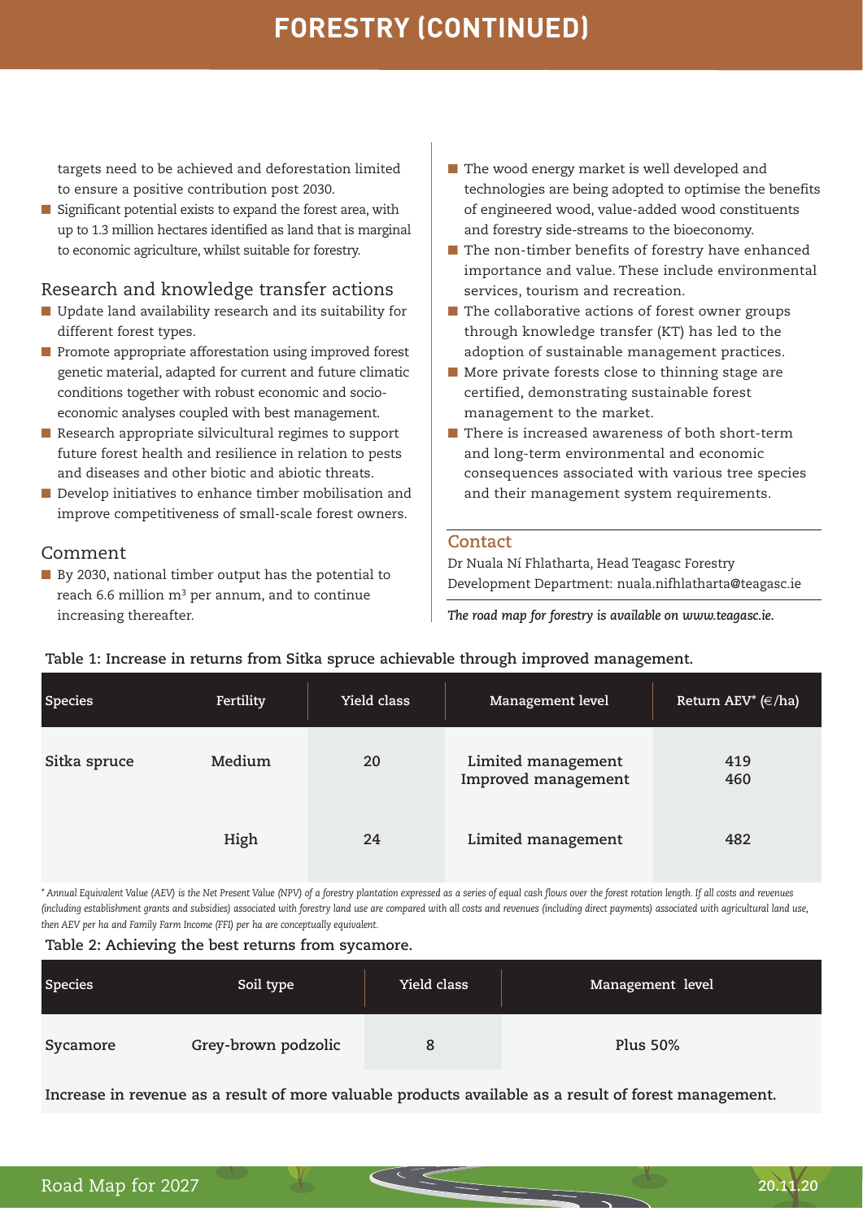# FORESTRY (CONTINUED)

targets need to be achieved and deforestation limited to ensure a positive contribution post 2030.

- Significant potential exists to expand the forest area, with up to 1.3 million hectares identified as land that is marginal to economic agriculture, whilst suitable for forestry.

## Research and knowledge transfer actions

- Update land availability research and its suitability for different forest types.
- Promote appropriate afforestation using improved forest genetic material, adapted for current and future climatic conditions together with robust economic and socio-economic analyses coupled with best management.
- Research appropriate silvicultural regimes to support future forest health and resilience in relation to pests and diseases and other biotic and abiotic threats.
- Develop initiatives to enhance timber mobilisation and improve competitiveness of small-scale forest owners.

## Comment

- By 2030, national timber output has the potential to reach 6.6 million $m^3$ per annum, and to continue increasing thereafter.
- The wood energy market is well developed and technologies are being adopted to optimise the benefits of engineered wood, value-added wood constituents and forestry side-streams to the bioeconomy.
- The non-timber benefits of forestry have enhanced importance and value. These include environmental services, tourism and recreation.
- The collaborative actions of forest owner groups through knowledge transfer (KT) has led to the adoption of sustainable management practices.
- More private forests close to thinning stage are certified, demonstrating sustainable forest management to the market.
- There is increased awareness of both short-term and long-term environmental and economic consequences associated with various tree species and their management system requirements.

## Contact

Dr Nuala Ní Fhlatharta, Head Teagasc Forestry Development Department: nuala.nifhlatharta@teagasc.ie

*The road map for forestry is available on www.teagasc.ie.*

**Table 1: Increase in returns from Sitka spruce achievable through improved management.**

| Species | Fertility | Yield class | Management level | Return AEV* (€/ha) |
|---|---|---|---|---|
| Sitka spruce | Medium | 20 | Limited management | 419 |
| | | | Improved management | 460 |
| | High | 24 | Limited management | 482 |

*\* Annual Equivalent Value (AEV) is the Net Present Value (NPV) of a forestry plantation expressed as a series of equal cash flows over the forest rotation length. If all costs and revenues (including establishment grants and subsidies) associated with forestry land use are compared with all costs and revenues (including direct payments) associated with agricultural land use, then AEV per ha and Family Farm Income (FFI) per ha are conceptually equivalent.*

**Table 2: Achieving the best returns from sycamore.**

| Species | Soil type | Yield class | Management level |
|---|---|---|---|
| Sycamore | Grey-brown podzolic | 8 | Plus 50% |

**Increase in revenue as a result of more valuable products available as a result of forest management.**